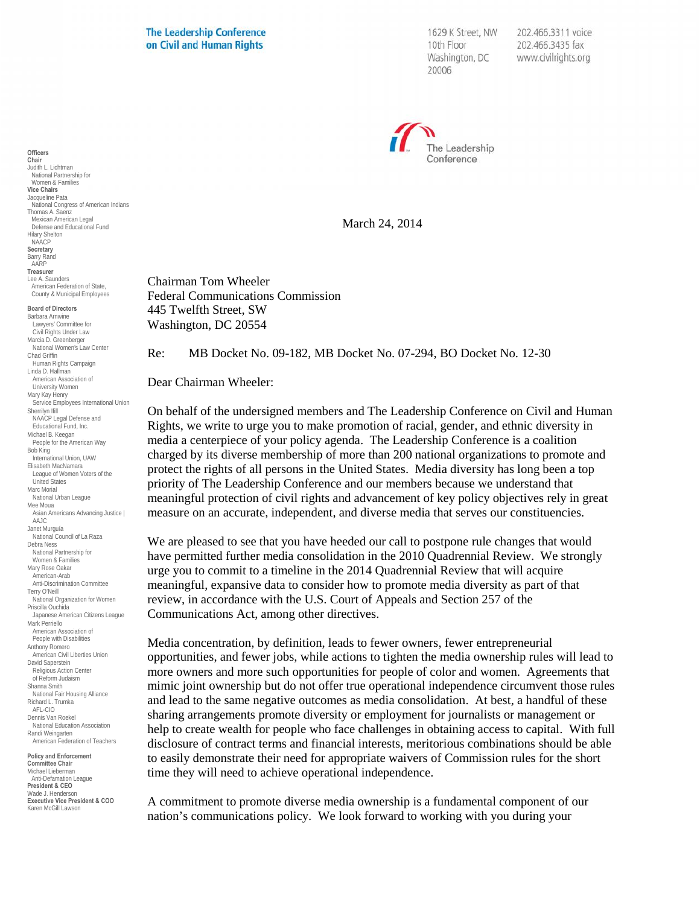**The Leadership Conference on Civil and Human Rights**

1629 K Street, NW
10th Floor
Washington, DC
20006

202.466.3311 voice
202.466.3435 fax
www.civilrights.org

The Leadership Conference

**Officers**
**Chair**
Judith L. Lichtman
National Partnership for Women & Families
**Vice Chairs**
Jacqueline Pata
National Congress of American Indians
Thomas A. Saenz
Mexican American Legal Defense and Educational Fund
Hilary Shelton
NAACP
**Secretary**
Barry Rand
AARP
**Treasurer**
Lee A. Saunders
American Federation of State, County & Municipal Employees

**Board of Directors**
Barbara Arnwine
Lawyers' Committee for Civil Rights Under Law
Marcia D. Greenberger
National Women's Law Center
Chad Griffin
Human Rights Campaign
Linda D. Hallman
American Association of University Women
Mary Kay Henry
Service Employees International Union
Sherrilyn Ifill
NAACP Legal Defense and Educational Fund, Inc.
Michael B. Keegan
People for the American Way
Bob King
International Union, UAW
Elisabeth MacNamara
League of Women Voters of the United States
Marc Morial
National Urban League
Mee Moua
Asian Americans Advancing Justice | AAJC
Janet Murguía
National Council of La Raza
Debra Ness
National Partnership for Women & Families
Mary Rose Oakar
American-Arab Anti-Discrimination Committee
Terry O'Neill
National Organization for Women
Priscilla Ouchida
Japanese American Citizens League
Mark Perriello
American Association of People with Disabilities
Anthony Romero
American Civil Liberties Union
David Saperstein
Religious Action Center of Reform Judaism
Shanna Smith
National Fair Housing Alliance
Richard L. Trumka
AFL-CIO
Dennis Van Roekel
National Education Association
Randi Weingarten
American Federation of Teachers

**Policy and Enforcement Committee Chair**
Michael Lieberman
Anti-Defamation League
**President & CEO**
Wade J. Henderson
**Executive Vice President & COO**
Karen McGill Lawson

March 24, 2014

Chairman Tom Wheeler
Federal Communications Commission
445 Twelfth Street, SW
Washington, DC 20554

Re: MB Docket No. 09-182, MB Docket No. 07-294, BO Docket No. 12-30

Dear Chairman Wheeler:

On behalf of the undersigned members and The Leadership Conference on Civil and Human Rights, we write to urge you to make promotion of racial, gender, and ethnic diversity in media a centerpiece of your policy agenda. The Leadership Conference is a coalition charged by its diverse membership of more than 200 national organizations to promote and protect the rights of all persons in the United States. Media diversity has long been a top priority of The Leadership Conference and our members because we understand that meaningful protection of civil rights and advancement of key policy objectives rely in great measure on an accurate, independent, and diverse media that serves our constituencies.

We are pleased to see that you have heeded our call to postpone rule changes that would have permitted further media consolidation in the 2010 Quadrennial Review. We strongly urge you to commit to a timeline in the 2014 Quadrennial Review that will acquire meaningful, expansive data to consider how to promote media diversity as part of that review, in accordance with the U.S. Court of Appeals and Section 257 of the Communications Act, among other directives.

Media concentration, by definition, leads to fewer owners, fewer entrepreneurial opportunities, and fewer jobs, while actions to tighten the media ownership rules will lead to more owners and more such opportunities for people of color and women. Agreements that mimic joint ownership but do not offer true operational independence circumvent those rules and lead to the same negative outcomes as media consolidation. At best, a handful of these sharing arrangements promote diversity or employment for journalists or management or help to create wealth for people who face challenges in obtaining access to capital. With full disclosure of contract terms and financial interests, meritorious combinations should be able to easily demonstrate their need for appropriate waivers of Commission rules for the short time they will need to achieve operational independence.

A commitment to promote diverse media ownership is a fundamental component of our nation's communications policy. We look forward to working with you during your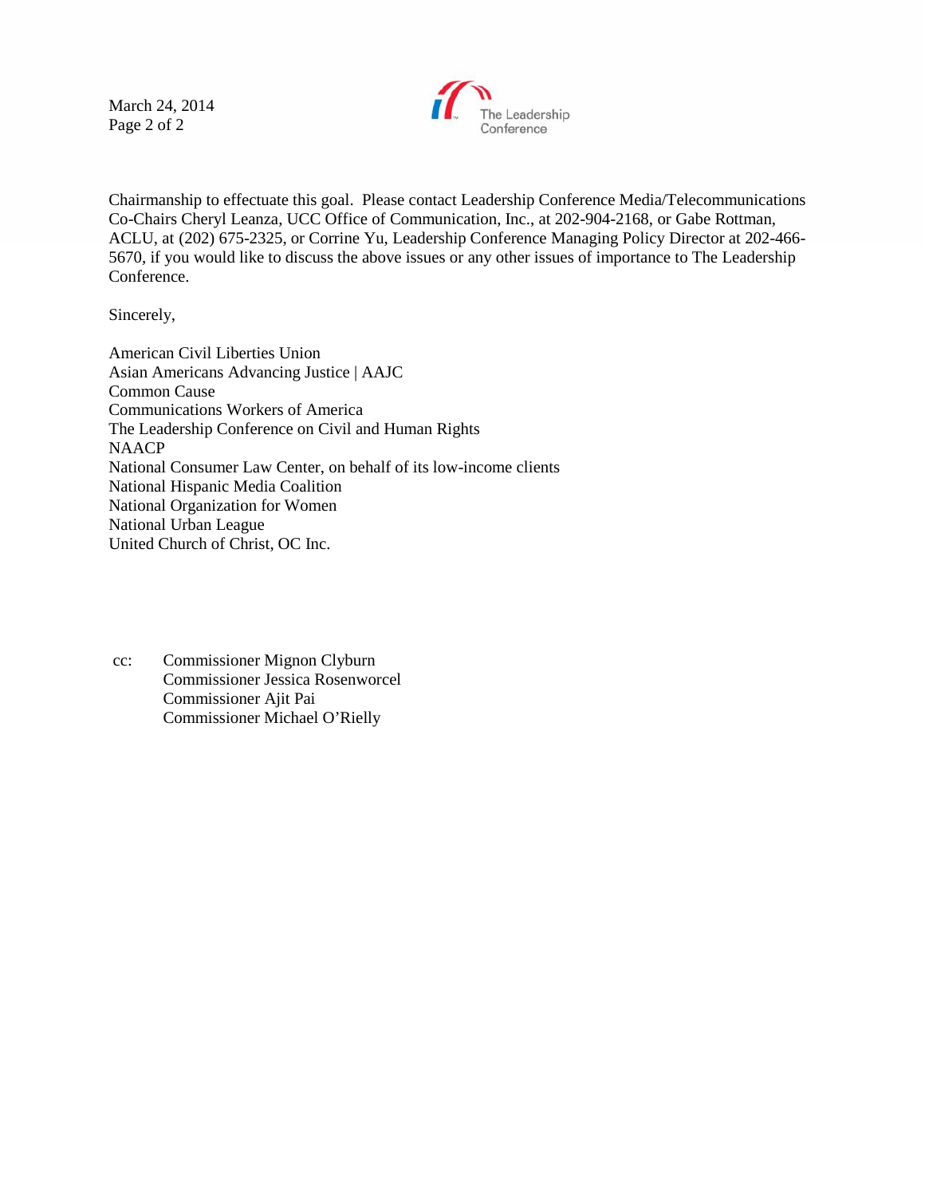Chairmanship to effectuate this goal. Please contact Leadership Conference Media/Telecommunications Co-Chairs Cheryl Leanza, UCC Office of Communication, Inc., at 202-904-2168, or Gabe Rottman, ACLU, at (202) 675-2325, or Corrine Yu, Leadership Conference Managing Policy Director at 202-466-5670, if you would like to discuss the above issues or any other issues of importance to The Leadership Conference.

Sincerely,

American Civil Liberties Union
Asian Americans Advancing Justice | AAJC
Common Cause
Communications Workers of America
The Leadership Conference on Civil and Human Rights
NAACP
National Consumer Law Center, on behalf of its low-income clients
National Hispanic Media Coalition
National Organization for Women
National Urban League
United Church of Christ, OC Inc.

cc: Commissioner Mignon Clyburn
Commissioner Jessica Rosenworcel
Commissioner Ajit Pai
Commissioner Michael O'Rielly